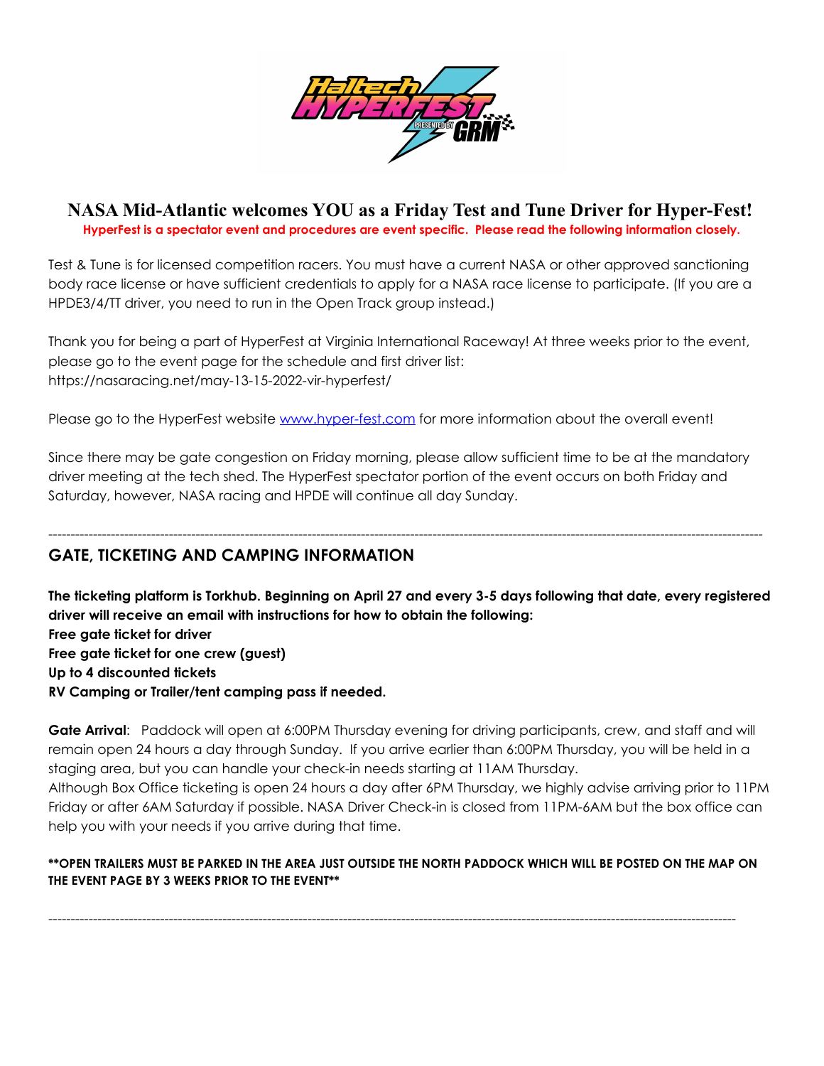# NASA Mid-Atlantic welcomes YOU as a Friday Test and Tune Driver for Hyper-Fest!

**HyperFest is a spectator event and procedures are event specific. Please read the following information closely.**

Test & Tune is for licensed competition racers. You must have a current NASA or other approved sanctioning body race license or have sufficient credentials to apply for a NASA race license to participate. (If you are a HPDE3/4/TT driver, you need to run in the Open Track group instead.)

Thank you for being a part of HyperFest at Virginia International Raceway! At three weeks prior to the event, please go to the event page for the schedule and first driver list: https://nasaracing.net/may-13-15-2022-vir-hyperfest/

Please go to the HyperFest website [www.hyper-fest.com](http://www.hyper-fest.com) for more information about the overall event!

Since there may be gate congestion on Friday morning, please allow sufficient time to be at the mandatory driver meeting at the tech shed. The HyperFest spectator portion of the event occurs on both Friday and Saturday, however, NASA racing and HPDE will continue all day Sunday.

---

## GATE, TICKETING AND CAMPING INFORMATION

**The ticketing platform is Torkhub. Beginning on April 27 and every 3-5 days following that date, every registered driver will receive an email with instructions for how to obtain the following:**
**Free gate ticket for driver**
**Free gate ticket for one crew (guest)**
**Up to 4 discounted tickets**
**RV Camping or Trailer/tent camping pass if needed.**

**Gate Arrival**: Paddock will open at 6:00PM Thursday evening for driving participants, crew, and staff and will remain open 24 hours a day through Sunday. If you arrive earlier than 6:00PM Thursday, you will be held in a staging area, but you can handle your check-in needs starting at 11AM Thursday.
Although Box Office ticketing is open 24 hours a day after 6PM Thursday, we highly advise arriving prior to 11PM Friday or after 6AM Saturday if possible. NASA Driver Check-in is closed from 11PM-6AM but the box office can help you with your needs if you arrive during that time.

**\*\*OPEN TRAILERS MUST BE PARKED IN THE AREA JUST OUTSIDE THE NORTH PADDOCK WHICH WILL BE POSTED ON THE MAP ON THE EVENT PAGE BY 3 WEEKS PRIOR TO THE EVENT\*\***

---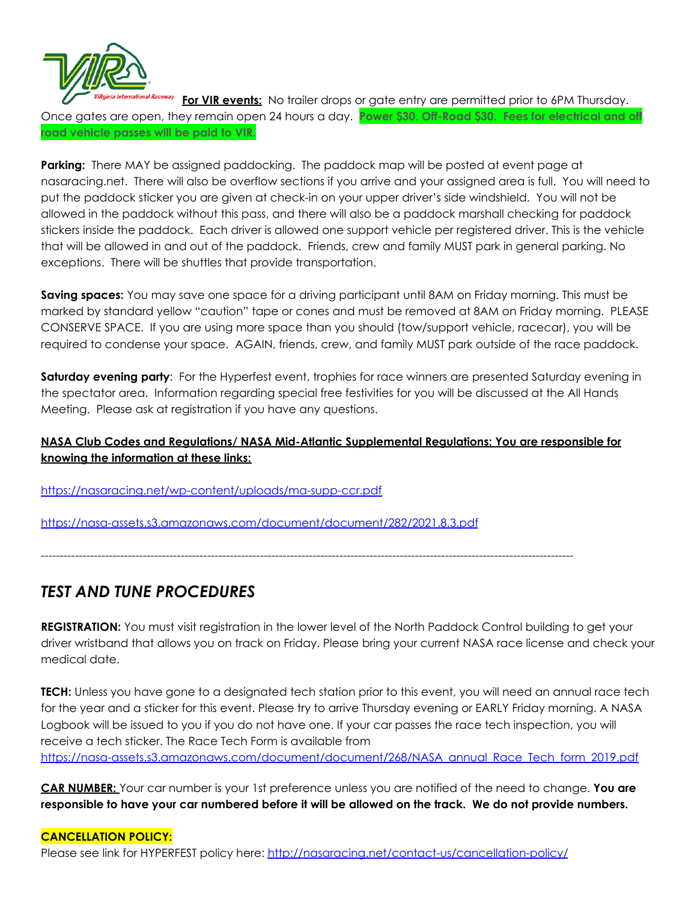**For VIR events:** No trailer drops or gate entry are permitted prior to 6PM Thursday. Once gates are open, they remain open 24 hours a day. **Power $30, Off-Road $30. Fees for electrical and off road vehicle passes will be paid to VIR.**

**Parking:** There MAY be assigned paddocking. The paddock map will be posted at event page at nasaracing.net. There will also be overflow sections if you arrive and your assigned area is full. You will need to put the paddock sticker you are given at check-in on your upper driver's side windshield. You will not be allowed in the paddock without this pass, and there will also be a paddock marshall checking for paddock stickers inside the paddock. Each driver is allowed one support vehicle per registered driver. This is the vehicle that will be allowed in and out of the paddock. Friends, crew and family MUST park in general parking. No exceptions. There will be shuttles that provide transportation.

**Saving spaces:** You may save one space for a driving participant until 8AM on Friday morning. This must be marked by standard yellow "caution" tape or cones and must be removed at 8AM on Friday morning. PLEASE CONSERVE SPACE. If you are using more space than you should (tow/support vehicle, racecar), you will be required to condense your space. AGAIN, friends, crew, and family MUST park outside of the race paddock.

**Saturday evening party**: For the Hyperfest event, trophies for race winners are presented Saturday evening in the spectator area. Information regarding special free festivities for you will be discussed at the All Hands Meeting. Please ask at registration if you have any questions.

**NASA Club Codes and Regulations/ NASA Mid-Atlantic Supplemental Regulations: You are responsible for knowing the information at these links:**

https://nasaracing.net/wp-content/uploads/ma-supp-ccr.pdf

https://nasa-assets.s3.amazonaws.com/document/document/282/2021.8.3.pdf

---

## *TEST AND TUNE PROCEDURES*

**REGISTRATION:** You must visit registration in the lower level of the North Paddock Control building to get your driver wristband that allows you on track on Friday. Please bring your current NASA race license and check your medical date.

**TECH:** Unless you have gone to a designated tech station prior to this event, you will need an annual race tech for the year and a sticker for this event. Please try to arrive Thursday evening or EARLY Friday morning. A NASA Logbook will be issued to you if you do not have one. If your car passes the race tech inspection, you will receive a tech sticker. The Race Tech Form is available from https://nasa-assets.s3.amazonaws.com/document/document/268/NASA_annual_Race_Tech_form_2019.pdf

**CAR NUMBER:** Your car number is your 1st preference unless you are notified of the need to change. **You are responsible to have your car numbered before it will be allowed on the track. We do not provide numbers.**

**CANCELLATION POLICY:**

Please see link for HYPERFEST policy here: http://nasaracing.net/contact-us/cancellation-policy/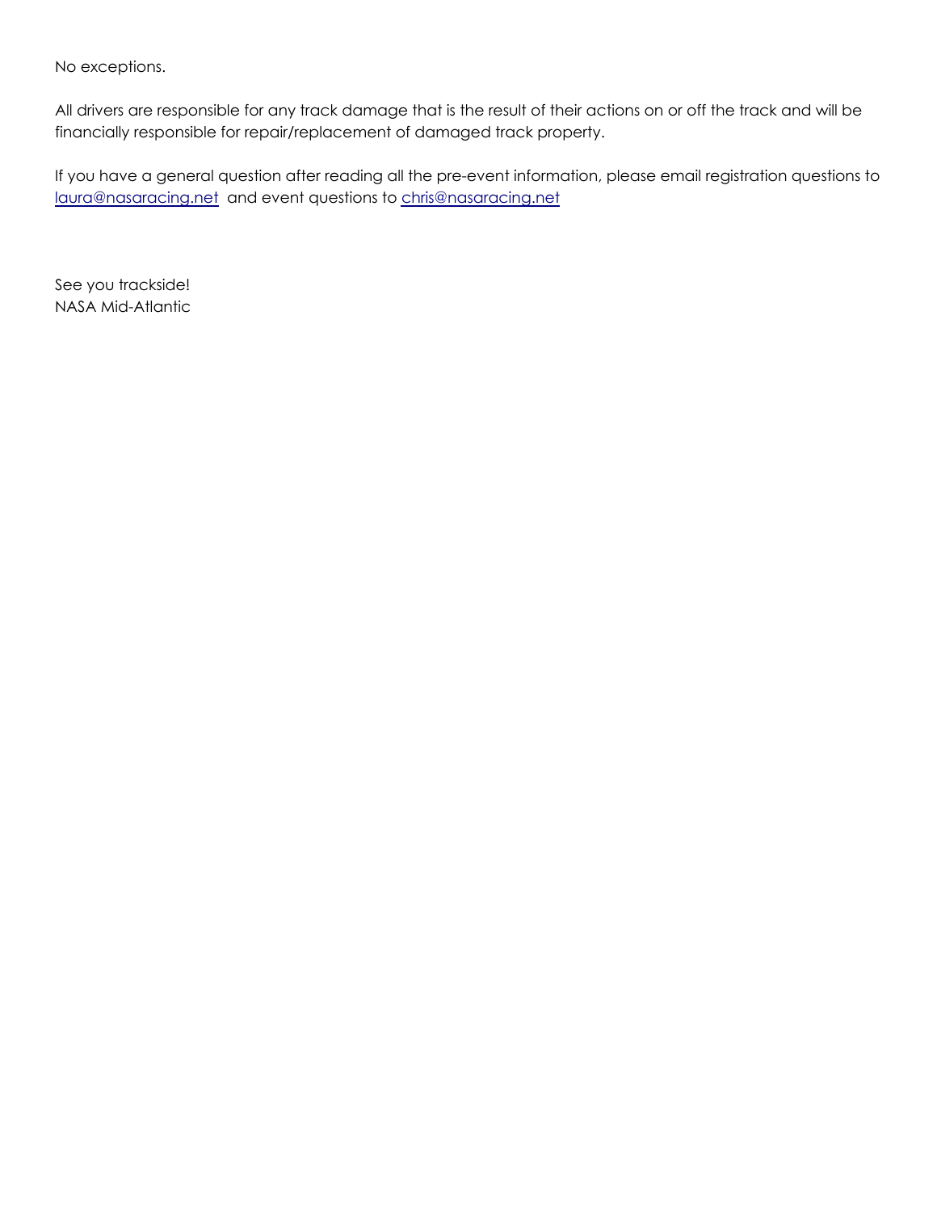No exceptions.

All drivers are responsible for any track damage that is the result of their actions on or off the track and will be financially responsible for repair/replacement of damaged track property.

If you have a general question after reading all the pre-event information, please email registration questions to laura@nasaracing.net and event questions to chris@nasaracing.net

See you trackside!
NASA Mid-Atlantic